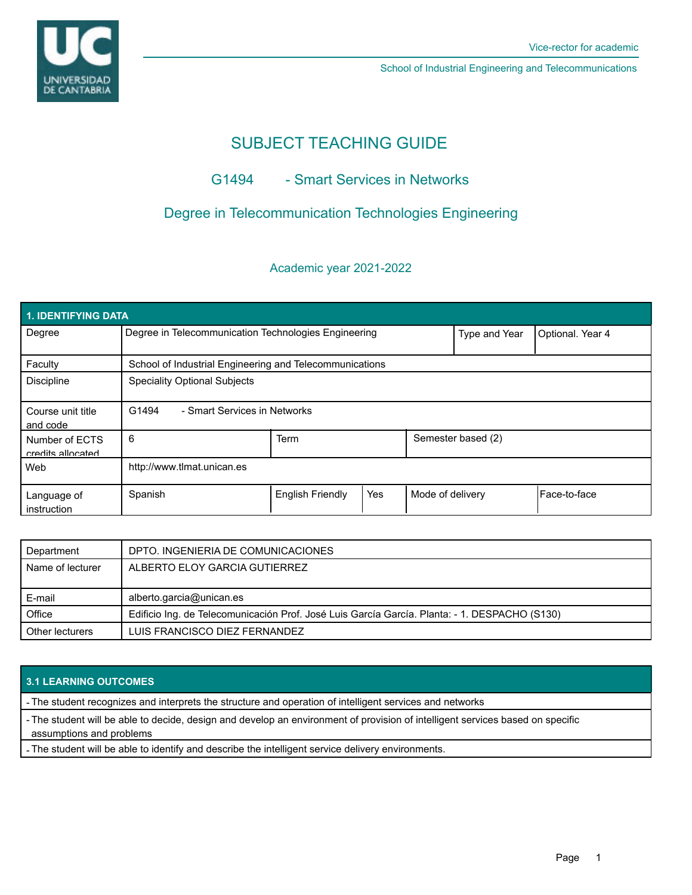Vice-rector for academic

School of Industrial Engineering and Telecommunications

# SUBJECT TEACHING GUIDE

## G1494 - Smart Services in Networks

## Degree in Telecommunication Technologies Engineering

Academic year 2021-2022

| 1. IDENTIFYING DATA | | | | | |
|---|---|---|---|---|---|
| Degree | Degree in Telecommunication Technologies Engineering | | | Type and Year | Optional. Year 4 |
| Faculty | School of Industrial Engineering and Telecommunications | | | | |
| Discipline | Speciality Optional Subjects | | | | |
| Course unit title and code | G1494 - Smart Services in Networks | | | | |
| Number of ECTS credits allocated | 6 | Term | | Semester based (2) | |
| Web | http://www.tlmat.unican.es | | | | |
| Language of instruction | Spanish | English Friendly | Yes | Mode of delivery | Face-to-face |

| Department | DPTO. INGENIERIA DE COMUNICACIONES |
|---|---|
| Name of lecturer | ALBERTO ELOY GARCIA GUTIERREZ |
| E-mail | alberto.garcia@unican.es |
| Office | Edificio Ing. de Telecomunicación Prof. José Luis García García. Planta: - 1. DESPACHO (S130) |
| Other lecturers | LUIS FRANCISCO DIEZ FERNANDEZ |

## 3.1 LEARNING OUTCOMES

- The student recognizes and interprets the structure and operation of intelligent services and networks
- The student will be able to decide, design and develop an environment of provision of intelligent services based on specific assumptions and problems
- The student will be able to identify and describe the intelligent service delivery environments.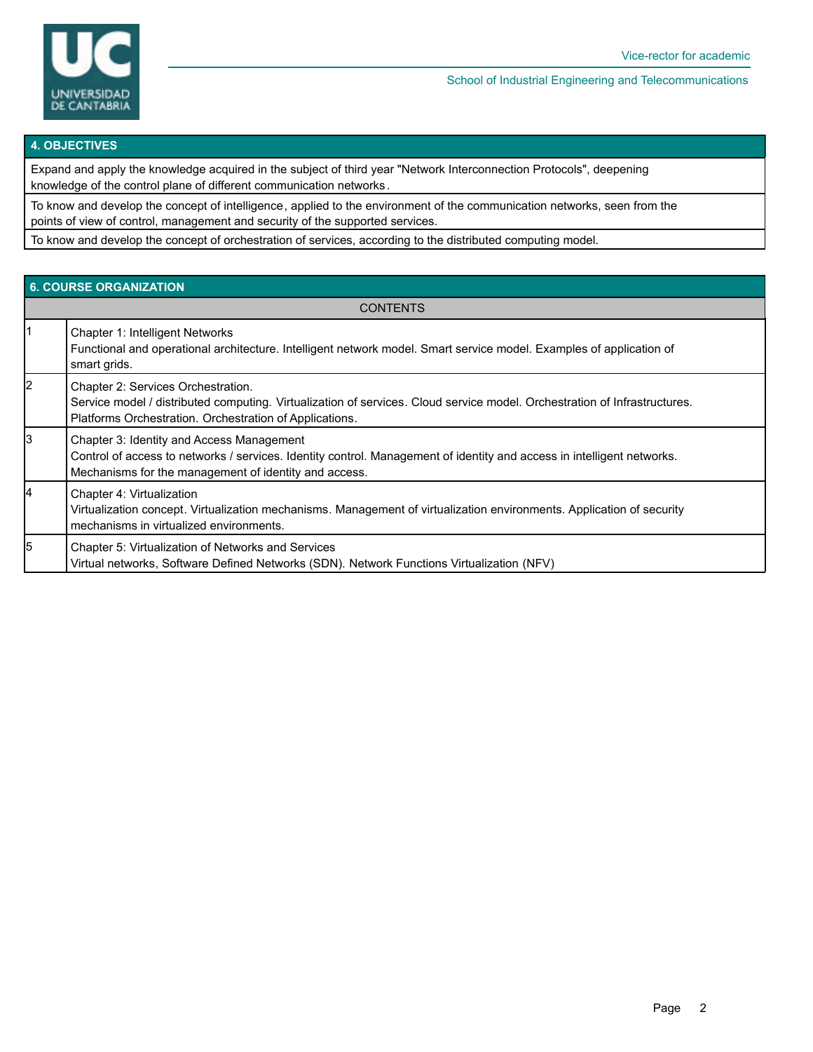## 4. OBJECTIVES

Expand and apply the knowledge acquired in the subject of third year "Network Interconnection Protocols", deepening knowledge of the control plane of different communication networks.

To know and develop the concept of intelligence, applied to the environment of the communication networks, seen from the points of view of control, management and security of the supported services.

To know and develop the concept of orchestration of services, according to the distributed computing model.

## 6. COURSE ORGANIZATION

| | CONTENTS |
|---|---|
| 1 | Chapter 1: Intelligent Networks<br>Functional and operational architecture. Intelligent network model. Smart service model. Examples of application of smart grids. |
| 2 | Chapter 2: Services Orchestration.<br>Service model / distributed computing. Virtualization of services. Cloud service model. Orchestration of Infrastructures. Platforms Orchestration. Orchestration of Applications. |
| 3 | Chapter 3: Identity and Access Management<br>Control of access to networks / services. Identity control. Management of identity and access in intelligent networks. Mechanisms for the management of identity and access. |
| 4 | Chapter 4: Virtualization<br>Virtualization concept. Virtualization mechanisms. Management of virtualization environments. Application of security mechanisms in virtualized environments. |
| 5 | Chapter 5: Virtualization of Networks and Services<br>Virtual networks, Software Defined Networks (SDN). Network Functions Virtualization (NFV) |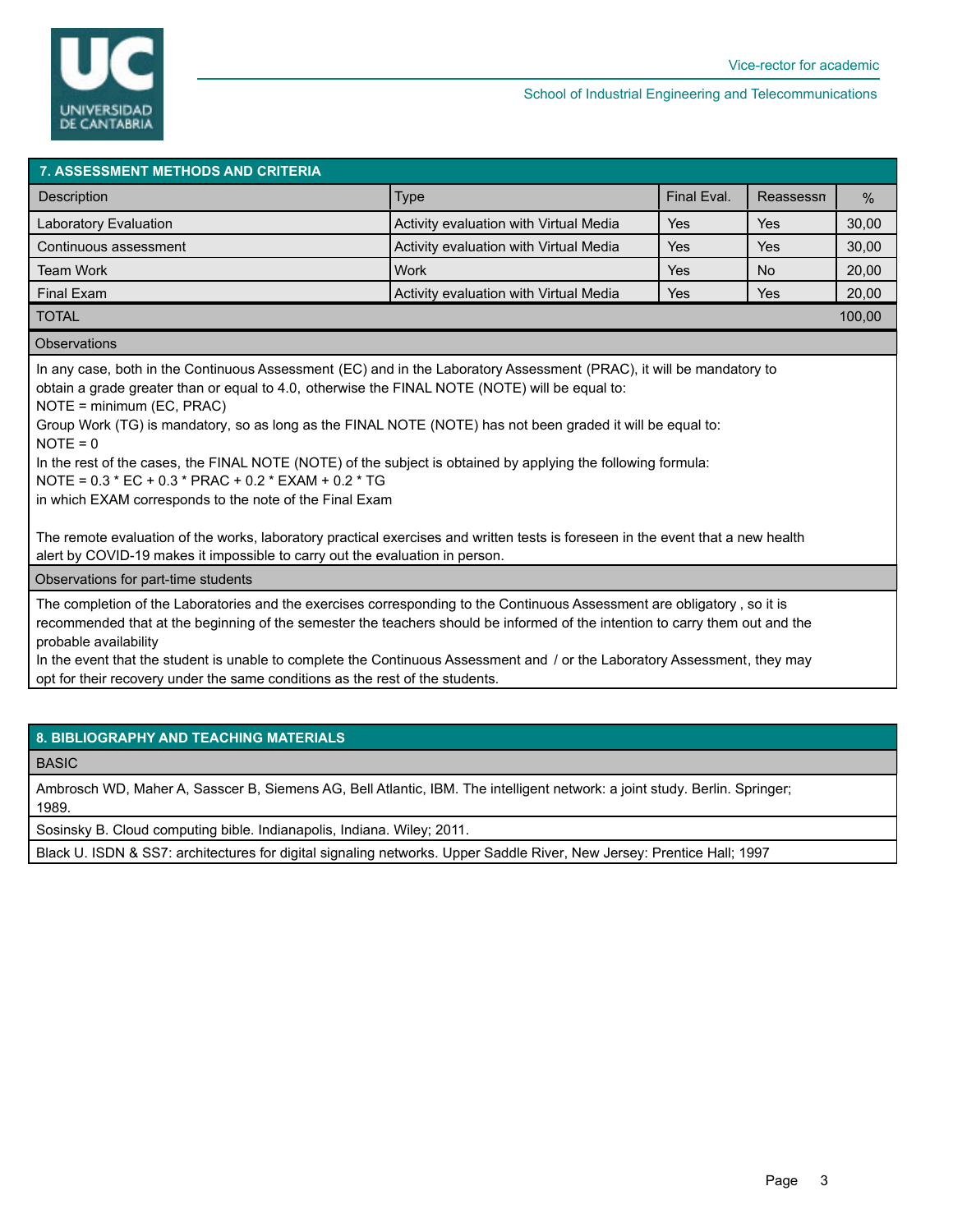## 7. ASSESSMENT METHODS AND CRITERIA

| Description | Type | Final Eval. | Reassessn | % |
|---|---|---|---|---|
| Laboratory Evaluation | Activity evaluation with Virtual Media | Yes | Yes | 30,00 |
| Continuous assessment | Activity evaluation with Virtual Media | Yes | Yes | 30,00 |
| Team Work | Work | Yes | No | 20,00 |
| Final Exam | Activity evaluation with Virtual Media | Yes | Yes | 20,00 |
| TOTAL | | | | 100,00 |

### Observations

In any case, both in the Continuous Assessment (EC) and in the Laboratory Assessment (PRAC), it will be mandatory to obtain a grade greater than or equal to 4.0, otherwise the FINAL NOTE (NOTE) will be equal to:
NOTE = minimum (EC, PRAC)
Group Work (TG) is mandatory, so as long as the FINAL NOTE (NOTE) has not been graded it will be equal to:
NOTE = 0
In the rest of the cases, the FINAL NOTE (NOTE) of the subject is obtained by applying the following formula:
NOTE = 0.3 * EC + 0.3 * PRAC + 0.2 * EXAM + 0.2 * TG
in which EXAM corresponds to the note of the Final Exam

The remote evaluation of the works, laboratory practical exercises and written tests is foreseen in the event that a new health alert by COVID-19 makes it impossible to carry out the evaluation in person.

### Observations for part-time students

The completion of the Laboratories and the exercises corresponding to the Continuous Assessment are obligatory , so it is recommended that at the beginning of the semester the teachers should be informed of the intention to carry them out and the probable availability
In the event that the student is unable to complete the Continuous Assessment and / or the Laboratory Assessment, they may opt for their recovery under the same conditions as the rest of the students.

## 8. BIBLIOGRAPHY AND TEACHING MATERIALS

### BASIC

Ambrosch WD, Maher A, Sasscer B, Siemens AG, Bell Atlantic, IBM. The intelligent network: a joint study. Berlin. Springer; 1989.

Sosinsky B. Cloud computing bible. Indianapolis, Indiana. Wiley; 2011.

Black U. ISDN & SS7: architectures for digital signaling networks. Upper Saddle River, New Jersey: Prentice Hall; 1997